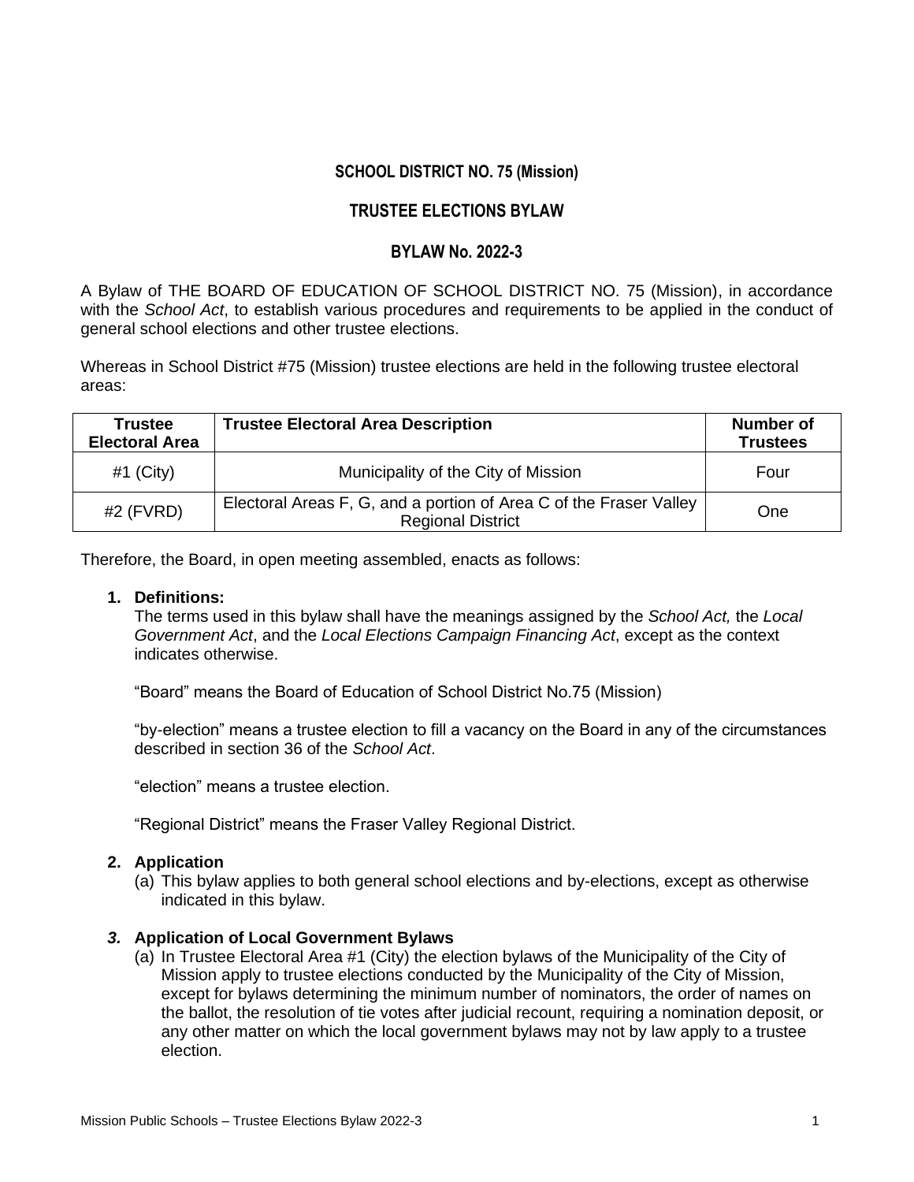# SCHOOL DISTRICT NO. 75 (Mission)

## TRUSTEE ELECTIONS BYLAW

## BYLAW No. 2022-3

A Bylaw of THE BOARD OF EDUCATION OF SCHOOL DISTRICT NO. 75 (Mission), in accordance with the *School Act*, to establish various procedures and requirements to be applied in the conduct of general school elections and other trustee elections.

Whereas in School District #75 (Mission) trustee elections are held in the following trustee electoral areas:

| Trustee Electoral Area | Trustee Electoral Area Description | Number of Trustees |
|---|---|---|
| #1 (City) | Municipality of the City of Mission | Four |
| #2 (FVRD) | Electoral Areas F, G, and a portion of Area C of the Fraser Valley Regional District | One |

Therefore, the Board, in open meeting assembled, enacts as follows:

1. **Definitions:**
   The terms used in this bylaw shall have the meanings assigned by the *School Act,* the *Local Government Act*, and the *Local Elections Campaign Financing Act*, except as the context indicates otherwise.

   "Board" means the Board of Education of School District No.75 (Mission)

   "by-election" means a trustee election to fill a vacancy on the Board in any of the circumstances described in section 36 of the *School Act*.

   "election" means a trustee election.

   "Regional District" means the Fraser Valley Regional District.

2. **Application**
   (a) This bylaw applies to both general school elections and by-elections, except as otherwise indicated in this bylaw.

3. **Application of Local Government Bylaws**
   (a) In Trustee Electoral Area #1 (City) the election bylaws of the Municipality of the City of Mission apply to trustee elections conducted by the Municipality of the City of Mission, except for bylaws determining the minimum number of nominators, the order of names on the ballot, the resolution of tie votes after judicial recount, requiring a nomination deposit, or any other matter on which the local government bylaws may not by law apply to a trustee election.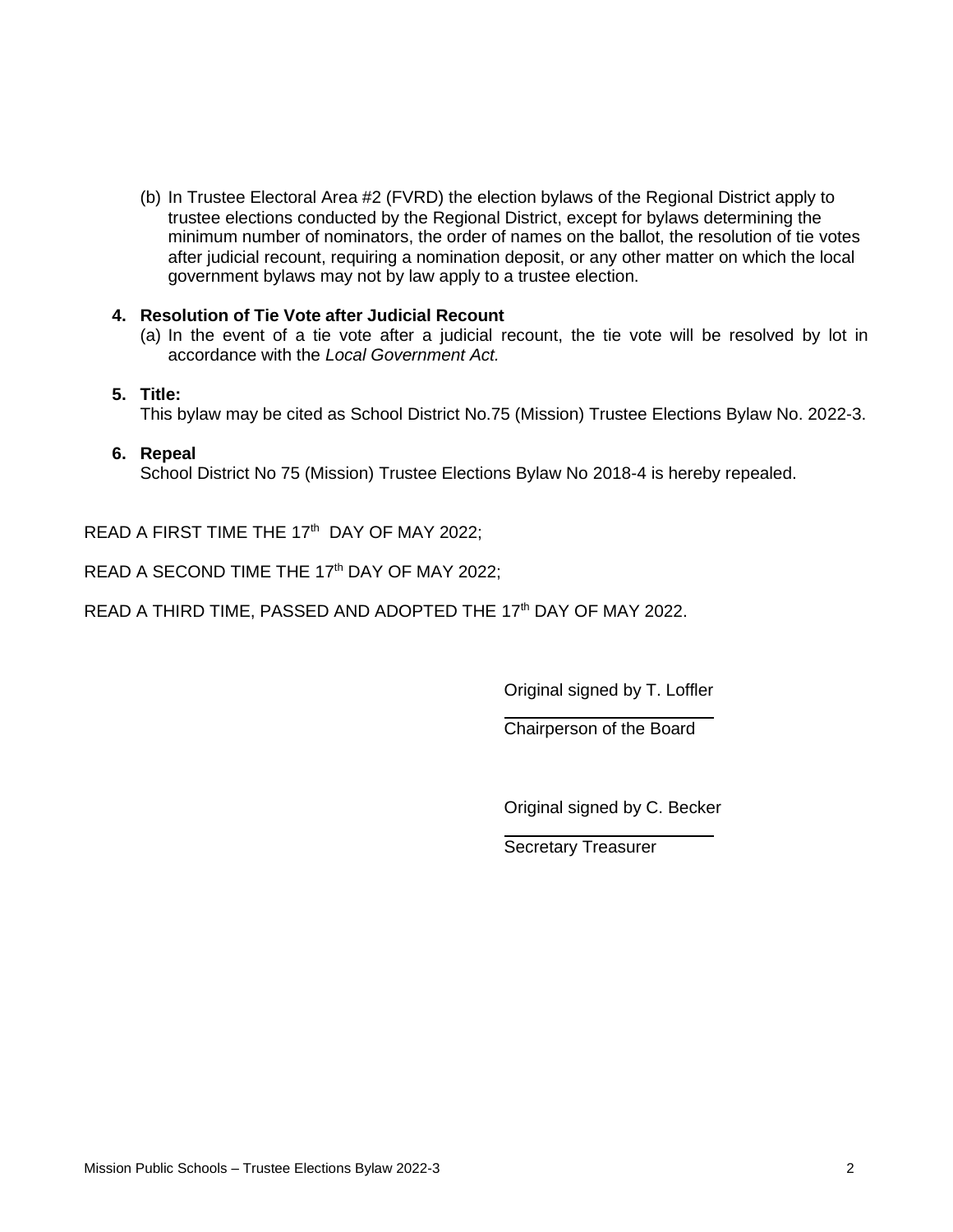(b) In Trustee Electoral Area #2 (FVRD) the election bylaws of the Regional District apply to trustee elections conducted by the Regional District, except for bylaws determining the minimum number of nominators, the order of names on the ballot, the resolution of tie votes after judicial recount, requiring a nomination deposit, or any other matter on which the local government bylaws may not by law apply to a trustee election.

**4. Resolution of Tie Vote after Judicial Recount**

(a) In the event of a tie vote after a judicial recount, the tie vote will be resolved by lot in accordance with the *Local Government Act.*

**5. Title:**

This bylaw may be cited as School District No.75 (Mission) Trustee Elections Bylaw No. 2022-3.

**6. Repeal**

School District No 75 (Mission) Trustee Elections Bylaw No 2018-4 is hereby repealed.

READ A FIRST TIME THE 17th DAY OF MAY 2022;

READ A SECOND TIME THE 17th DAY OF MAY 2022;

READ A THIRD TIME, PASSED AND ADOPTED THE 17th DAY OF MAY 2022.

Original signed by T. Loffler

Chairperson of the Board

Original signed by C. Becker

Secretary Treasurer